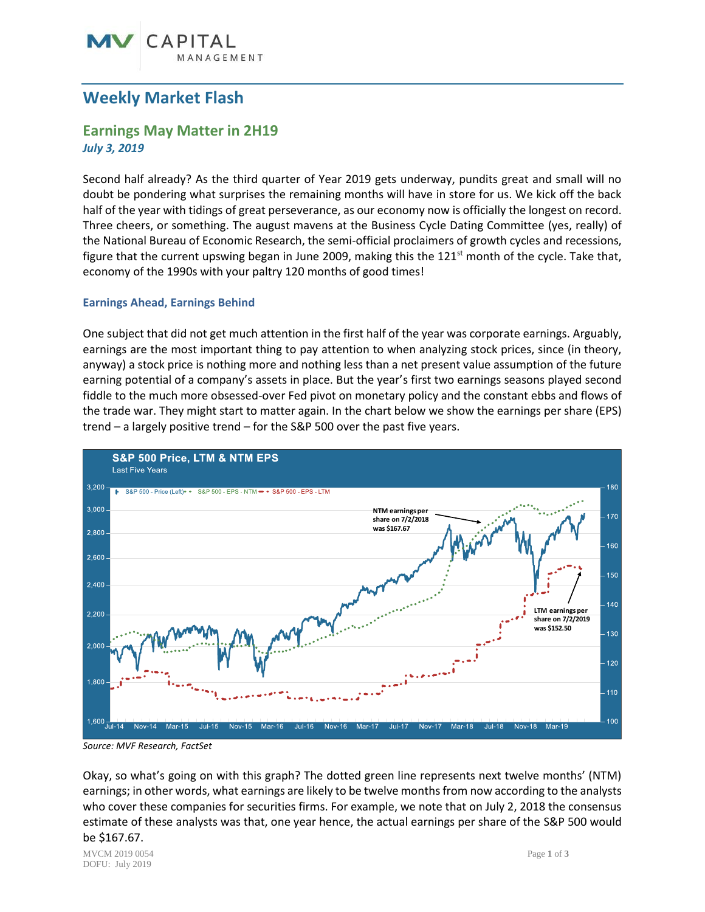# Weekly Market Flash

## Earnings May Matter in 2H19

***July 3, 2019***

Second half already? As the third quarter of Year 2019 gets underway, pundits great and small will no doubt be pondering what surprises the remaining months will have in store for us. We kick off the back half of the year with tidings of great perseverance, as our economy now is officially the longest on record. Three cheers, or something. The august mavens at the Business Cycle Dating Committee (yes, really) of the National Bureau of Economic Research, the semi-official proclaimers of growth cycles and recessions, figure that the current upswing began in June 2009, making this the 121st month of the cycle. Take that, economy of the 1990s with your paltry 120 months of good times!

### Earnings Ahead, Earnings Behind

One subject that did not get much attention in the first half of the year was corporate earnings. Arguably, earnings are the most important thing to pay attention to when analyzing stock prices, since (in theory, anyway) a stock price is nothing more and nothing less than a net present value assumption of the future earning potential of a company's assets in place. But the year's first two earnings seasons played second fiddle to the much more obsessed-over Fed pivot on monetary policy and the constant ebbs and flows of the trade war. They might start to matter again. In the chart below we show the earnings per share (EPS) trend – a largely positive trend – for the S&P 500 over the past five years.

**S&P 500 Price, LTM & NTM EPS**
Last Five Years

Legend: S&P 500 - Price (Left); S&P 500 - EPS - NTM; S&P 500 - EPS - LTM

NTM earnings per share on 7/2/2018 was $167.67

LTM earnings per share on 7/2/2019 was $152.50

*Source: MVF Research, FactSet*

Okay, so what's going on with this graph? The dotted green line represents next twelve months' (NTM) earnings; in other words, what earnings are likely to be twelve months from now according to the analysts who cover these companies for securities firms. For example, we note that on July 2, 2018 the consensus estimate of these analysts was that, one year hence, the actual earnings per share of the S&P 500 would be $167.67.

MVCM 2019 0054
DOFU: July 2019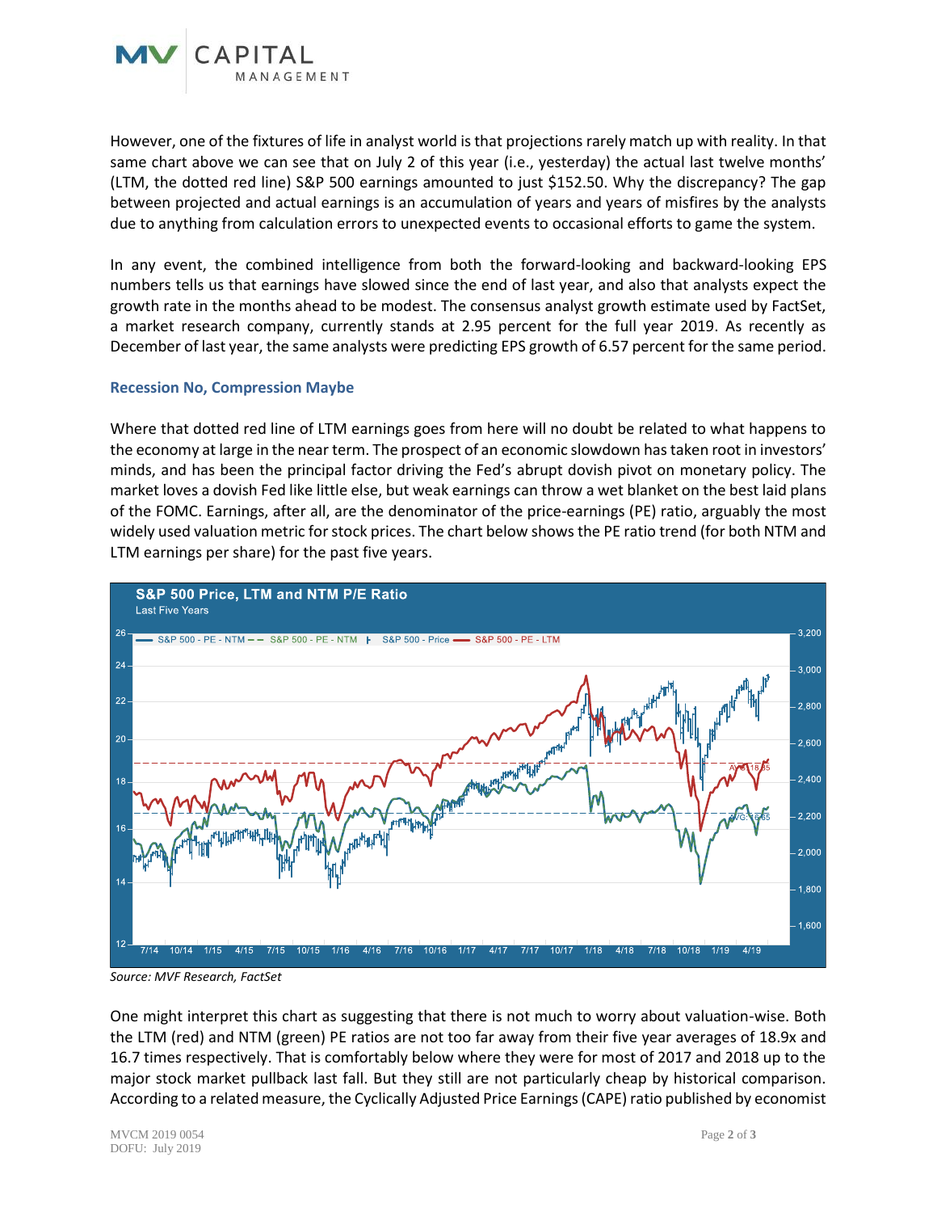However, one of the fixtures of life in analyst world is that projections rarely match up with reality. In that same chart above we can see that on July 2 of this year (i.e., yesterday) the actual last twelve months' (LTM, the dotted red line) S&P 500 earnings amounted to just $152.50. Why the discrepancy? The gap between projected and actual earnings is an accumulation of years and years of misfires by the analysts due to anything from calculation errors to unexpected events to occasional efforts to game the system.

In any event, the combined intelligence from both the forward-looking and backward-looking EPS numbers tells us that earnings have slowed since the end of last year, and also that analysts expect the growth rate in the months ahead to be modest. The consensus analyst growth estimate used by FactSet, a market research company, currently stands at 2.95 percent for the full year 2019. As recently as December of last year, the same analysts were predicting EPS growth of 6.57 percent for the same period.

### Recession No, Compression Maybe

Where that dotted red line of LTM earnings goes from here will no doubt be related to what happens to the economy at large in the near term. The prospect of an economic slowdown has taken root in investors' minds, and has been the principal factor driving the Fed's abrupt dovish pivot on monetary policy. The market loves a dovish Fed like little else, but weak earnings can throw a wet blanket on the best laid plans of the FOMC. Earnings, after all, are the denominator of the price-earnings (PE) ratio, arguably the most widely used valuation metric for stock prices. The chart below shows the PE ratio trend (for both NTM and LTM earnings per share) for the past five years.

**S&P 500 Price, LTM and NTM P/E Ratio**
Last Five Years

*Source: MVF Research, FactSet*

One might interpret this chart as suggesting that there is not much to worry about valuation-wise. Both the LTM (red) and NTM (green) PE ratios are not too far away from their five year averages of 18.9x and 16.7 times respectively. That is comfortably below where they were for most of 2017 and 2018 up to the major stock market pullback last fall. But they still are not particularly cheap by historical comparison. According to a related measure, the Cyclically Adjusted Price Earnings (CAPE) ratio published by economist

MVCM 2019 0054
DOFU: July 2019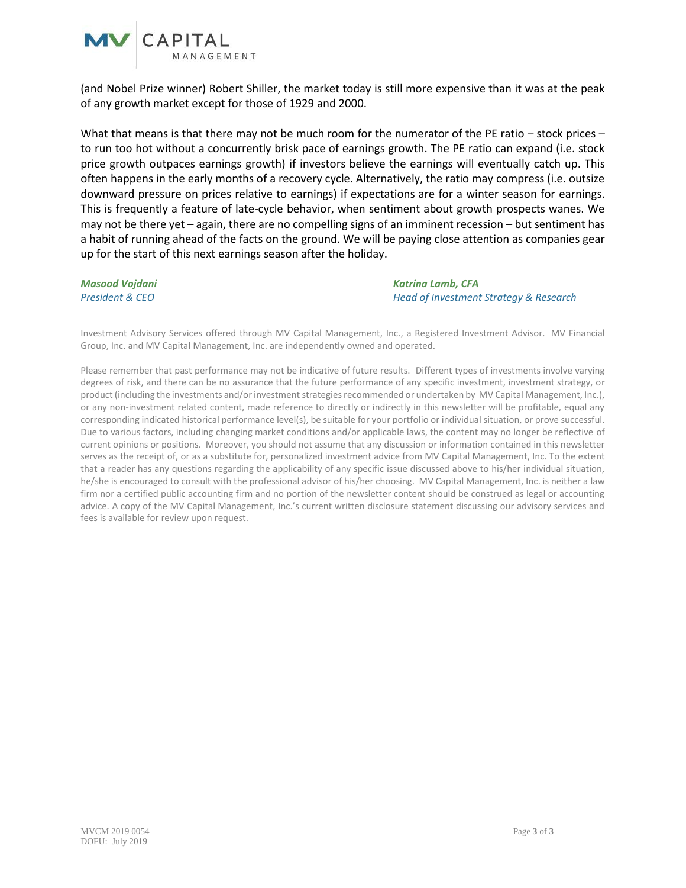(and Nobel Prize winner) Robert Shiller, the market today is still more expensive than it was at the peak of any growth market except for those of 1929 and 2000.

What that means is that there may not be much room for the numerator of the PE ratio – stock prices – to run too hot without a concurrently brisk pace of earnings growth. The PE ratio can expand (i.e. stock price growth outpaces earnings growth) if investors believe the earnings will eventually catch up. This often happens in the early months of a recovery cycle. Alternatively, the ratio may compress (i.e. outsize downward pressure on prices relative to earnings) if expectations are for a winter season for earnings. This is frequently a feature of late-cycle behavior, when sentiment about growth prospects wanes. We may not be there yet – again, there are no compelling signs of an imminent recession – but sentiment has a habit of running ahead of the facts on the ground. We will be paying close attention as companies gear up for the start of this next earnings season after the holiday.

***Masood Vojdani***
*President & CEO*

***Katrina Lamb, CFA***
*Head of Investment Strategy & Research*

Investment Advisory Services offered through MV Capital Management, Inc., a Registered Investment Advisor. MV Financial Group, Inc. and MV Capital Management, Inc. are independently owned and operated.

Please remember that past performance may not be indicative of future results. Different types of investments involve varying degrees of risk, and there can be no assurance that the future performance of any specific investment, investment strategy, or product (including the investments and/or investment strategies recommended or undertaken by MV Capital Management, Inc.), or any non-investment related content, made reference to directly or indirectly in this newsletter will be profitable, equal any corresponding indicated historical performance level(s), be suitable for your portfolio or individual situation, or prove successful. Due to various factors, including changing market conditions and/or applicable laws, the content may no longer be reflective of current opinions or positions. Moreover, you should not assume that any discussion or information contained in this newsletter serves as the receipt of, or as a substitute for, personalized investment advice from MV Capital Management, Inc. To the extent that a reader has any questions regarding the applicability of any specific issue discussed above to his/her individual situation, he/she is encouraged to consult with the professional advisor of his/her choosing. MV Capital Management, Inc. is neither a law firm nor a certified public accounting firm and no portion of the newsletter content should be construed as legal or accounting advice. A copy of the MV Capital Management, Inc.'s current written disclosure statement discussing our advisory services and fees is available for review upon request.

MVCM 2019 0054
DOFU: July 2019